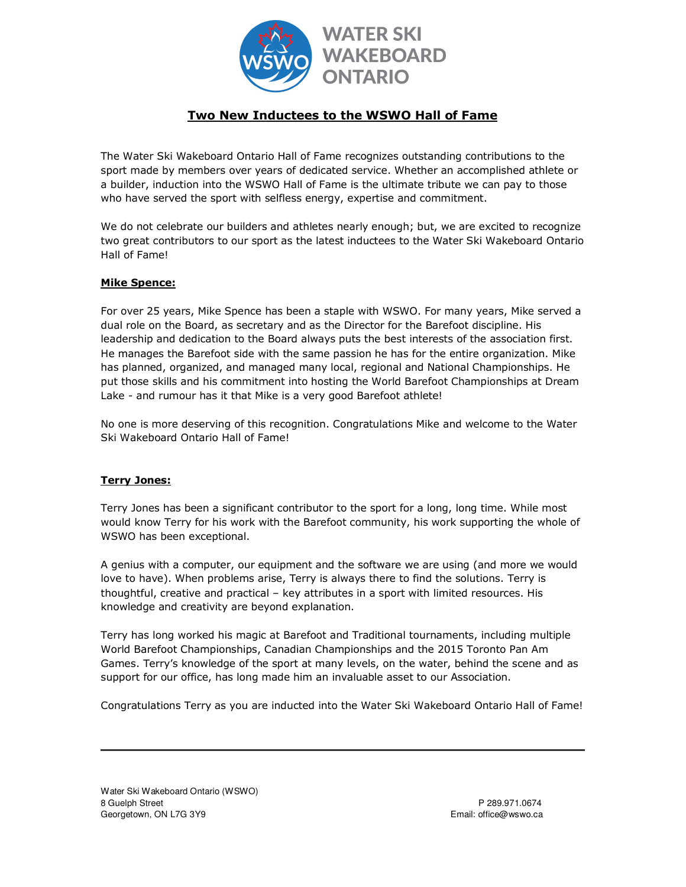# Two New Inductees to the WSWO Hall of Fame

The Water Ski Wakeboard Ontario Hall of Fame recognizes outstanding contributions to the sport made by members over years of dedicated service. Whether an accomplished athlete or a builder, induction into the WSWO Hall of Fame is the ultimate tribute we can pay to those who have served the sport with selfless energy, expertise and commitment.

We do not celebrate our builders and athletes nearly enough; but, we are excited to recognize two great contributors to our sport as the latest inductees to the Water Ski Wakeboard Ontario Hall of Fame!

## Mike Spence:

For over 25 years, Mike Spence has been a staple with WSWO. For many years, Mike served a dual role on the Board, as secretary and as the Director for the Barefoot discipline. His leadership and dedication to the Board always puts the best interests of the association first. He manages the Barefoot side with the same passion he has for the entire organization. Mike has planned, organized, and managed many local, regional and National Championships. He put those skills and his commitment into hosting the World Barefoot Championships at Dream Lake - and rumour has it that Mike is a very good Barefoot athlete!

No one is more deserving of this recognition. Congratulations Mike and welcome to the Water Ski Wakeboard Ontario Hall of Fame!

## Terry Jones:

Terry Jones has been a significant contributor to the sport for a long, long time. While most would know Terry for his work with the Barefoot community, his work supporting the whole of WSWO has been exceptional.

A genius with a computer, our equipment and the software we are using (and more we would love to have). When problems arise, Terry is always there to find the solutions. Terry is thoughtful, creative and practical – key attributes in a sport with limited resources. His knowledge and creativity are beyond explanation.

Terry has long worked his magic at Barefoot and Traditional tournaments, including multiple World Barefoot Championships, Canadian Championships and the 2015 Toronto Pan Am Games. Terry's knowledge of the sport at many levels, on the water, behind the scene and as support for our office, has long made him an invaluable asset to our Association.

Congratulations Terry as you are inducted into the Water Ski Wakeboard Ontario Hall of Fame!

---

Water Ski Wakeboard Ontario (WSWO)
8 Guelph Street
Georgetown, ON L7G 3Y9

P 289.971.0674
Email: office@wswo.ca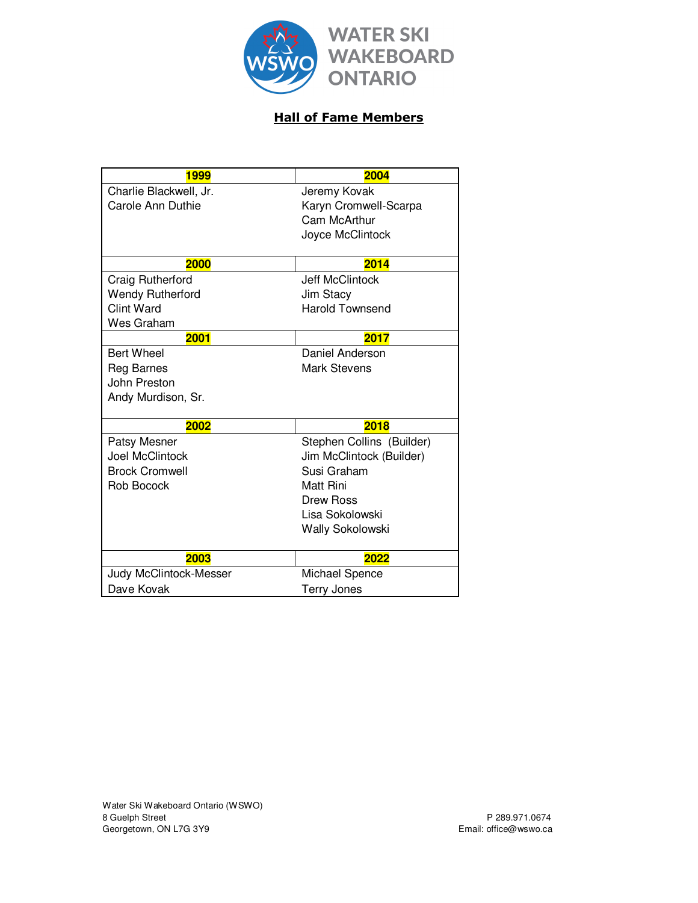WATER SKI WAKEBOARD ONTARIO

## Hall of Fame Members

| 1999 | 2004 |
|---|---|
| Charlie Blackwell, Jr.<br>Carole Ann Duthie | Jeremy Kovak<br>Karyn Cromwell-Scarpa<br>Cam McArthur<br>Joyce McClintock |
| **2000** | **2014** |
| Craig Rutherford<br>Wendy Rutherford<br>Clint Ward<br>Wes Graham | Jeff McClintock<br>Jim Stacy<br>Harold Townsend |
| **2001** | **2017** |
| Bert Wheel<br>Reg Barnes<br>John Preston<br>Andy Murdison, Sr. | Daniel Anderson<br>Mark Stevens |
| **2002** | **2018** |
| Patsy Mesner<br>Joel McClintock<br>Brock Cromwell<br>Rob Bocock | Stephen Collins (Builder)<br>Jim McClintock (Builder)<br>Susi Graham<br>Matt Rini<br>Drew Ross<br>Lisa Sokolowski<br>Wally Sokolowski |
| **2003** | **2022** |
| Judy McClintock-Messer<br>Dave Kovak | Michael Spence<br>Terry Jones |

Water Ski Wakeboard Ontario (WSWO)
8 Guelph Street
Georgetown, ON L7G 3Y9

P 289.971.0674
Email: office@wswo.ca